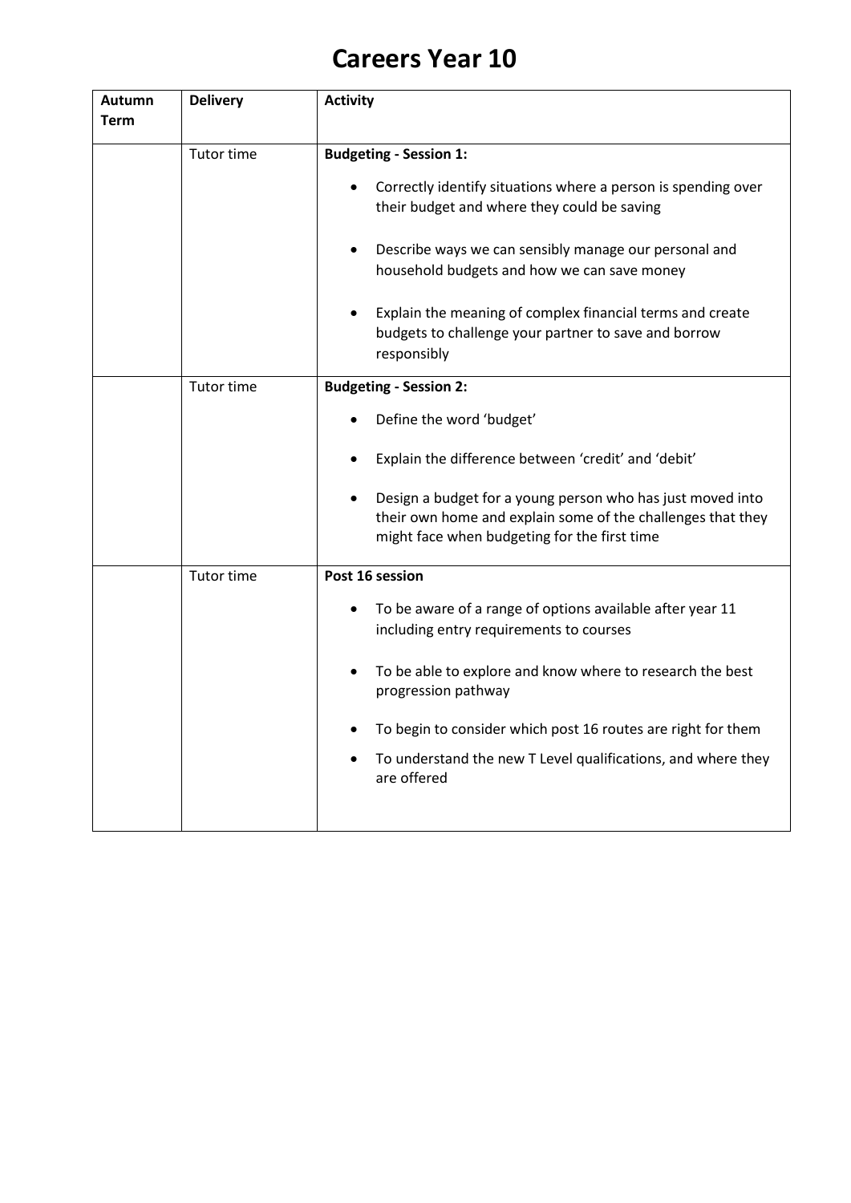# Careers Year 10

| Autumn Term | Delivery | Activity |
|---|---|---|
| | Tutor time | **Budgeting - Session 1:**<br>• Correctly identify situations where a person is spending over their budget and where they could be saving<br>• Describe ways we can sensibly manage our personal and household budgets and how we can save money<br>• Explain the meaning of complex financial terms and create budgets to challenge your partner to save and borrow responsibly |
| | Tutor time | **Budgeting - Session 2:**<br>• Define the word 'budget'<br>• Explain the difference between 'credit' and 'debit'<br>• Design a budget for a young person who has just moved into their own home and explain some of the challenges that they might face when budgeting for the first time |
| | Tutor time | **Post 16 session**<br>• To be aware of a range of options available after year 11 including entry requirements to courses<br>• To be able to explore and know where to research the best progression pathway<br>• To begin to consider which post 16 routes are right for them<br>• To understand the new T Level qualifications, and where they are offered |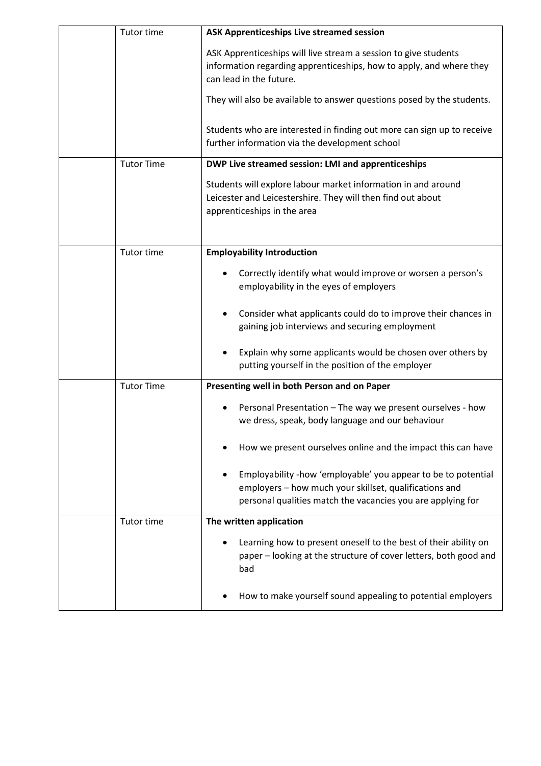|  |  |  |
|---|---|---|
|  | Tutor time | **ASK Apprenticeships Live streamed session**<br><br>ASK Apprenticeships will live stream a session to give students information regarding apprenticeships, how to apply, and where they can lead in the future.<br><br>They will also be available to answer questions posed by the students.<br><br>Students who are interested in finding out more can sign up to receive further information via the development school |
|  | Tutor Time | **DWP Live streamed session: LMI and apprenticeships**<br><br>Students will explore labour market information in and around Leicester and Leicestershire. They will then find out about apprenticeships in the area |
|  | Tutor time | **Employability Introduction**<br><br>• Correctly identify what would improve or worsen a person's employability in the eyes of employers<br><br>• Consider what applicants could do to improve their chances in gaining job interviews and securing employment<br><br>• Explain why some applicants would be chosen over others by putting yourself in the position of the employer |
|  | Tutor Time | **Presenting well in both Person and on Paper**<br><br>• Personal Presentation – The way we present ourselves - how we dress, speak, body language and our behaviour<br><br>• How we present ourselves online and the impact this can have<br><br>• Employability -how 'employable' you appear to be to potential employers – how much your skillset, qualifications and personal qualities match the vacancies you are applying for |
|  | Tutor time | **The written application**<br><br>• Learning how to present oneself to the best of their ability on paper – looking at the structure of cover letters, both good and bad<br><br>• How to make yourself sound appealing to potential employers |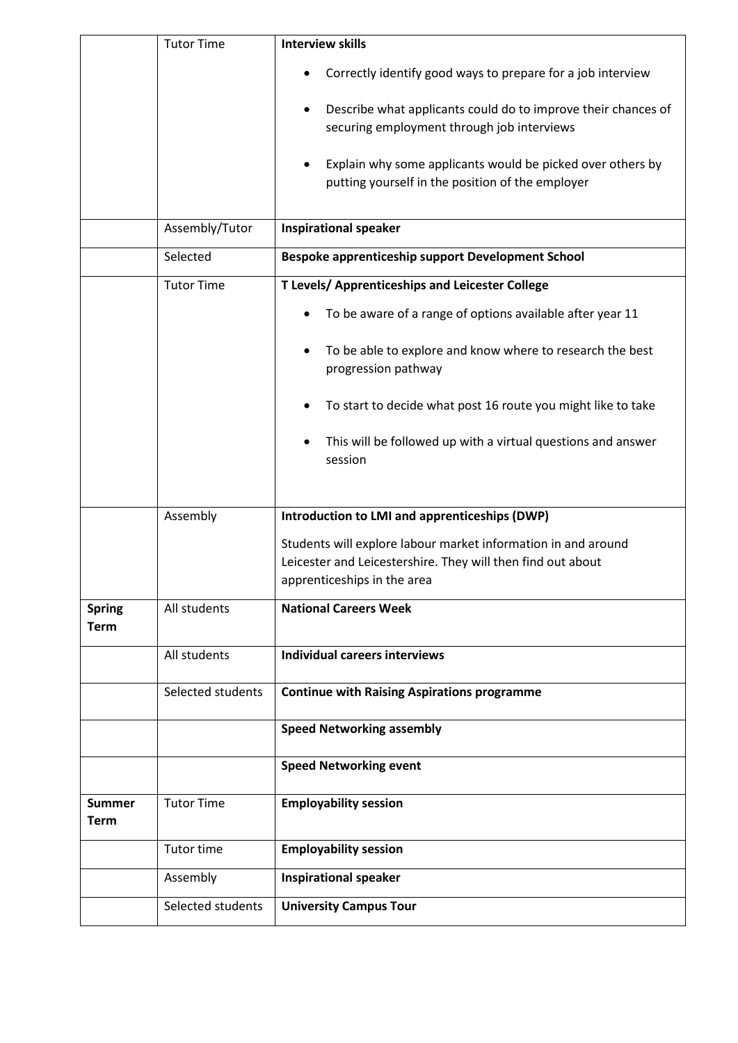| | | |
|---|---|---|
| | Tutor Time | **Interview skills**<br>• Correctly identify good ways to prepare for a job interview<br>• Describe what applicants could do to improve their chances of securing employment through job interviews<br>• Explain why some applicants would be picked over others by putting yourself in the position of the employer |
| | Assembly/Tutor | **Inspirational speaker** |
| | Selected | **Bespoke apprenticeship support Development School** |
| | Tutor Time | **T Levels/ Apprenticeships and Leicester College**<br>• To be aware of a range of options available after year 11<br>• To be able to explore and know where to research the best progression pathway<br>• To start to decide what post 16 route you might like to take<br>• This will be followed up with a virtual questions and answer session |
| | Assembly | **Introduction to LMI and apprenticeships (DWP)**<br>Students will explore labour market information in and around Leicester and Leicestershire. They will then find out about apprenticeships in the area |
| **Spring Term** | All students | **National Careers Week** |
| | All students | **Individual careers interviews** |
| | Selected students | **Continue with Raising Aspirations programme** |
| | | **Speed Networking assembly** |
| | | **Speed Networking event** |
| **Summer Term** | Tutor Time | **Employability session** |
| | Tutor time | **Employability session** |
| | Assembly | **Inspirational speaker** |
| | Selected students | **University Campus Tour** |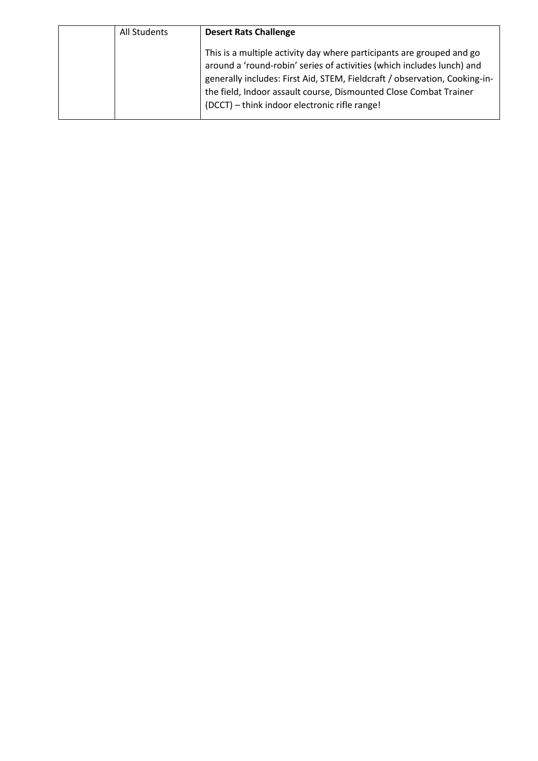| | | |
|---|---|---|
| | All Students | **Desert Rats Challenge**<br><br>This is a multiple activity day where participants are grouped and go around a 'round-robin' series of activities (which includes lunch) and generally includes: First Aid, STEM, Fieldcraft / observation, Cooking-in-the field, Indoor assault course, Dismounted Close Combat Trainer (DCCT) – think indoor electronic rifle range! |